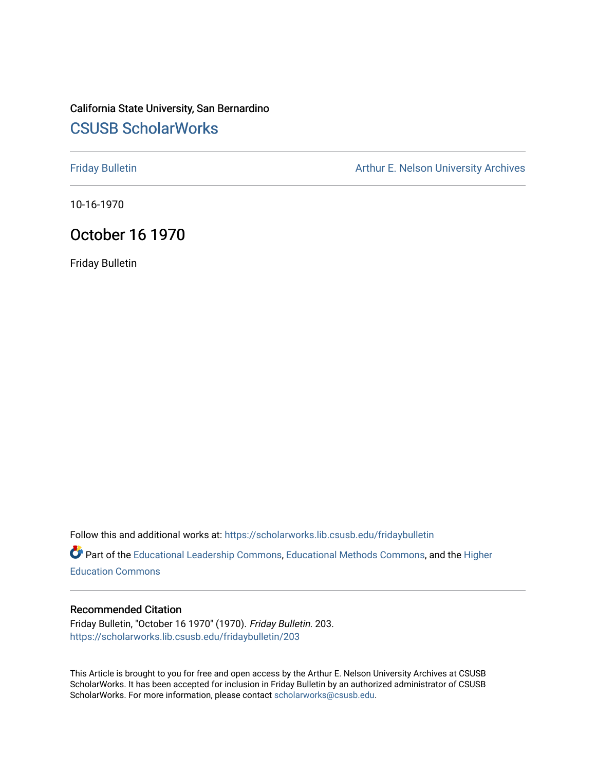California State University, San Bernardino

# CSUSB ScholarWorks

Friday Bulletin

Arthur E. Nelson University Archives

10-16-1970

## October 16 1970

Friday Bulletin

Follow this and additional works at: https://scholarworks.lib.csusb.edu/fridaybulletin

Part of the Educational Leadership Commons, Educational Methods Commons, and the Higher Education Commons

### Recommended Citation

Friday Bulletin, "October 16 1970" (1970). *Friday Bulletin*. 203.
https://scholarworks.lib.csusb.edu/fridaybulletin/203

This Article is brought to you for free and open access by the Arthur E. Nelson University Archives at CSUSB ScholarWorks. It has been accepted for inclusion in Friday Bulletin by an authorized administrator of CSUSB ScholarWorks. For more information, please contact scholarworks@csusb.edu.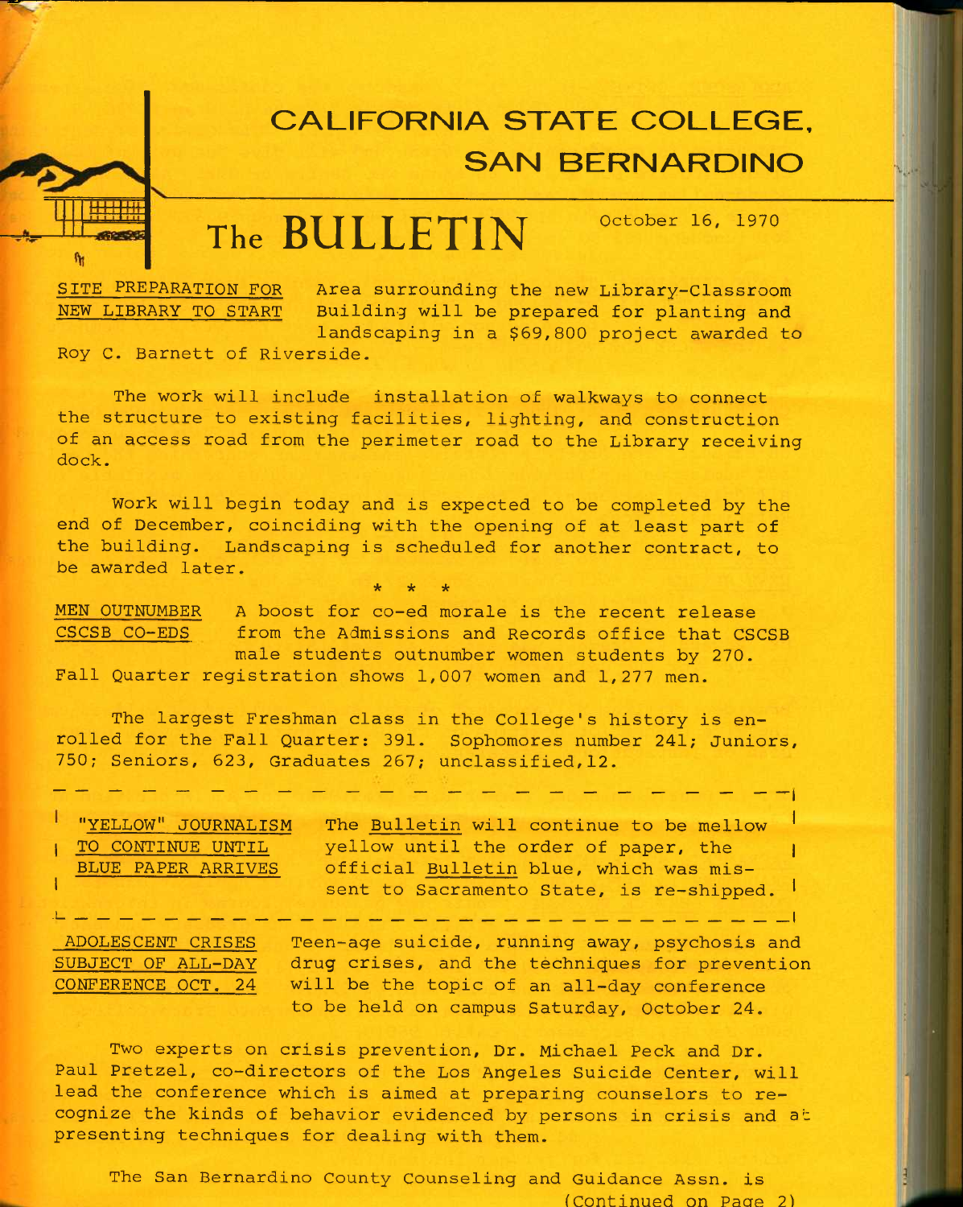# CALIFORNIA STATE COLLEGE, SAN BERNARDINO

## The BULLETIN

October 16, 1970

SITE PREPARATION FOR NEW LIBRARY TO START

Area surrounding the new Library-Classroom Building will be prepared for planting and landscaping in a $69,800 project awarded to Roy C. Barnett of Riverside.

The work will include installation of walkways to connect the structure to existing facilities, lighting, and construction of an access road from the perimeter road to the Library receiving dock.

Work will begin today and is expected to be completed by the end of December, coinciding with the opening of at least part of the building. Landscaping is scheduled for another contract, to be awarded later.

\* \* \*

MEN OUTNUMBER CSCSB CO-EDS

A boost for co-ed morale is the recent release from the Admissions and Records office that CSCSB male students outnumber women students by 270. Fall Quarter registration shows 1,007 women and 1,277 men.

The largest Freshman class in the College's history is enrolled for the Fall Quarter: 391. Sophomores number 241; Juniors, 750; Seniors, 623, Graduates 267; unclassified, 12.

---

"YELLOW" JOURNALISM TO CONTINUE UNTIL BLUE PAPER ARRIVES

The Bulletin will continue to be mellow yellow until the order of paper, the official Bulletin blue, which was missent to Sacramento State, is re-shipped.

---

ADOLESCENT CRISES SUBJECT OF ALL-DAY CONFERENCE OCT. 24

Teen-age suicide, running away, psychosis and drug crises, and the techniques for prevention will be the topic of an all-day conference to be held on campus Saturday, October 24.

Two experts on crisis prevention, Dr. Michael Peck and Dr. Paul Pretzel, co-directors of the Los Angeles Suicide Center, will lead the conference which is aimed at preparing counselors to recognize the kinds of behavior evidenced by persons in crisis and at presenting techniques for dealing with them.

The San Bernardino County Counseling and Guidance Assn. is

(Continued on Page 2)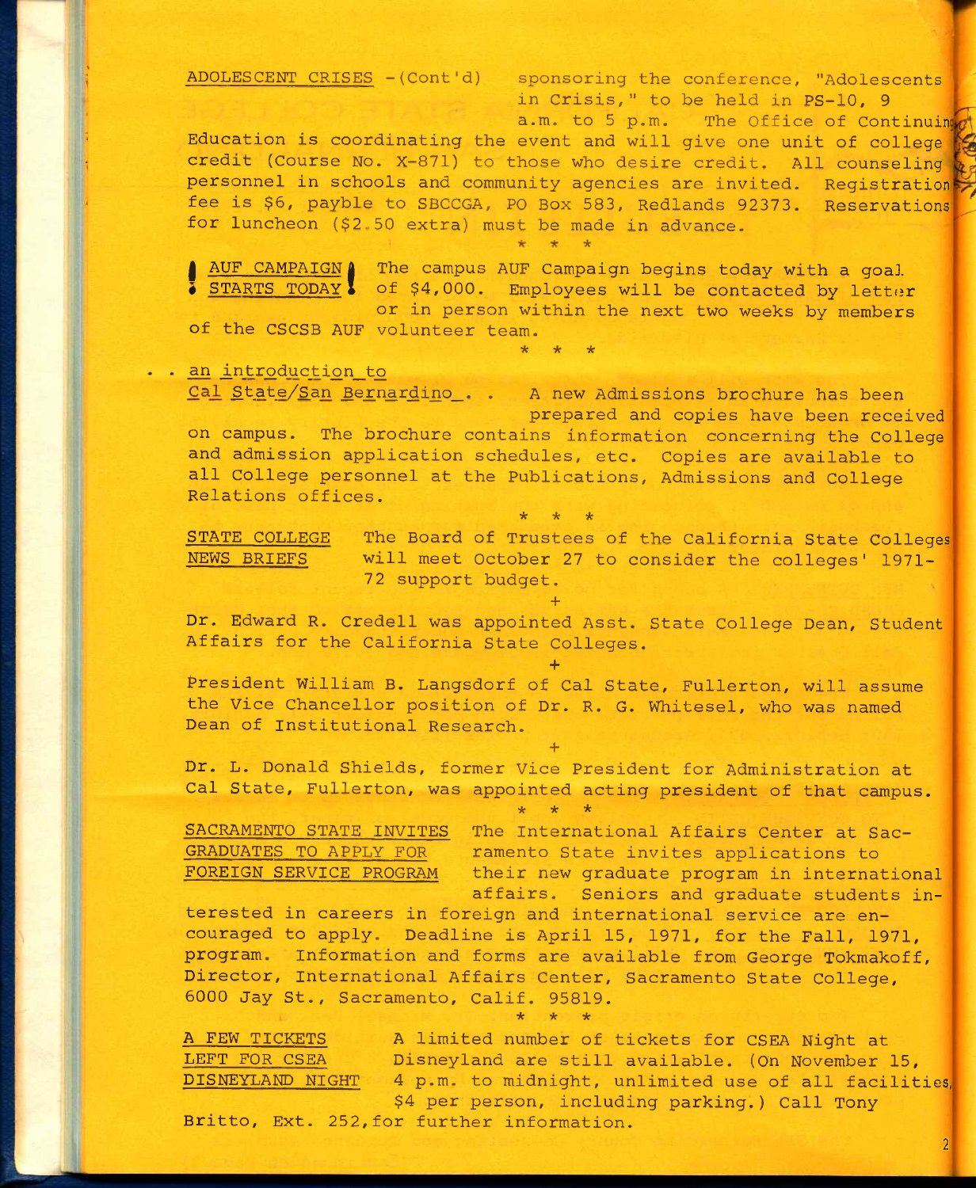ADOLESCENT CRISES -(Cont'd) sponsoring the conference, "Adolescents in Crisis," to be held in PS-10, 9 a.m. to 5 p.m. The Office of Continuing Education is coordinating the event and will give one unit of college credit (Course No. X-871) to those who desire credit. All counseling personnel in schools and community agencies are invited. Registration fee is $6, payble to SBCCGA, PO Box 583, Redlands 92373. Reservations for luncheon ($2.50 extra) must be made in advance.

\* \* \*

**! AUF CAMPAIGN STARTS TODAY !** The campus AUF Campaign begins today with a goal of $4,000. Employees will be contacted by letter or in person within the next two weeks by members of the CSCSB AUF volunteer team.

\* \* \*

. . an introduction to Cal State/San Bernardino . . A new Admissions brochure has been prepared and copies have been received on campus. The brochure contains information concerning the College and admission application schedules, etc. Copies are available to all College personnel at the Publications, Admissions and College Relations offices.

\* \* \*

STATE COLLEGE NEWS BRIEFS The Board of Trustees of the California State Colleges will meet October 27 to consider the colleges' 1971-72 support budget.

+

Dr. Edward R. Credell was appointed Asst. State College Dean, Student Affairs for the California State Colleges.

+

President William B. Langsdorf of Cal State, Fullerton, will assume the Vice Chancellor position of Dr. R. G. Whitesel, who was named Dean of Institutional Research.

+

Dr. L. Donald Shields, former Vice President for Administration at Cal State, Fullerton, was appointed acting president of that campus.

\* \* \*

SACRAMENTO STATE INVITES GRADUATES TO APPLY FOR FOREIGN SERVICE PROGRAM The International Affairs Center at Sacramento State invites applications to their new graduate program in international affairs. Seniors and graduate students interested in careers in foreign and international service are encouraged to apply. Deadline is April 15, 1971, for the Fall, 1971, program. Information and forms are available from George Tokmakoff, Director, International Affairs Center, Sacramento State College, 6000 Jay St., Sacramento, Calif. 95819.

\* \* \*

A FEW TICKETS LEFT FOR CSEA DISNEYLAND NIGHT A limited number of tickets for CSEA Night at Disneyland are still available. (On November 15, 4 p.m. to midnight, unlimited use of all facilities, $4 per person, including parking.) Call Tony Britto, Ext. 252, for further information.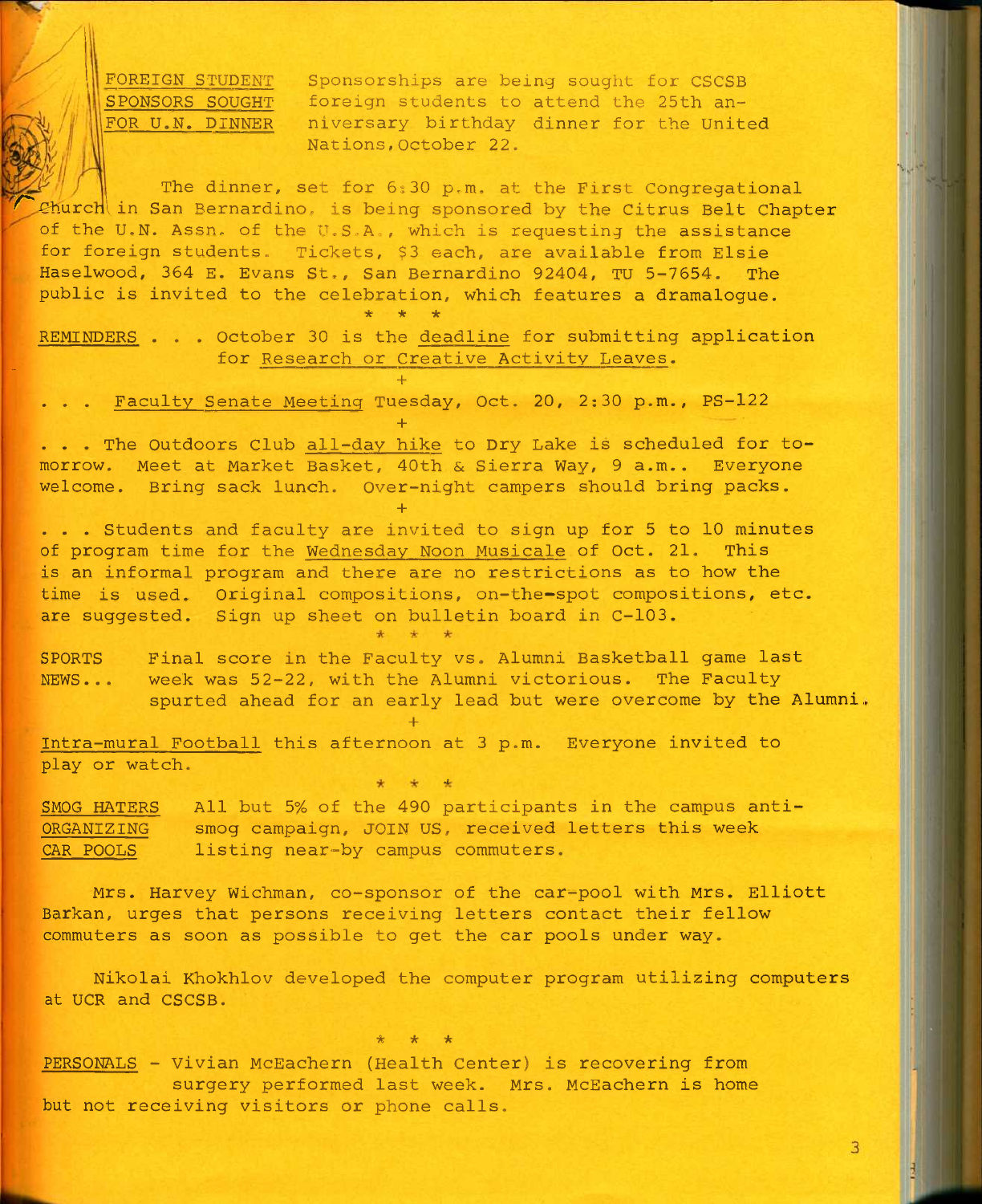**FOREIGN STUDENT SPONSORS SOUGHT FOR U.N. DINNER** Sponsorships are being sought for CSCSB foreign students to attend the 25th anniversary birthday dinner for the United Nations, October 22.

The dinner, set for 6:30 p.m. at the First Congregational Church in San Bernardino, is being sponsored by the Citrus Belt Chapter of the U.N. Assn. of the U.S.A., which is requesting the assistance for foreign students. Tickets, $3 each, are available from Elsie Haselwood, 364 E. Evans St., San Bernardino 92404, TU 5-7654. The public is invited to the celebration, which features a dramalogue.

\* \* \*

**REMINDERS** . . . October 30 is the deadline for submitting application for Research or Creative Activity Leaves.

+

. . . Faculty Senate Meeting Tuesday, Oct. 20, 2:30 p.m., PS-122

+

. . . The Outdoors Club all-day hike to Dry Lake is scheduled for tomorrow. Meet at Market Basket, 40th & Sierra Way, 9 a.m.. Everyone welcome. Bring sack lunch. Over-night campers should bring packs.

+

. . . Students and faculty are invited to sign up for 5 to 10 minutes of program time for the Wednesday Noon Musicale of Oct. 21. This is an informal program and there are no restrictions as to how the time is used. Original compositions, on-the-spot compositions, etc. are suggested. Sign up sheet on bulletin board in C-103.

\* \* \*

**SPORTS NEWS...** Final score in the Faculty vs. Alumni Basketball game last week was 52-22, with the Alumni victorious. The Faculty spurted ahead for an early lead but were overcome by the Alumni.

+

Intra-mural Football this afternoon at 3 p.m. Everyone invited to play or watch.

\* \* \*

**SMOG HATERS ORGANIZING CAR POOLS** All but 5% of the 490 participants in the campus anti-smog campaign, JOIN US, received letters this week listing near-by campus commuters.

Mrs. Harvey Wichman, co-sponsor of the car-pool with Mrs. Elliott Barkan, urges that persons receiving letters contact their fellow commuters as soon as possible to get the car pools under way.

Nikolai Khokhlov developed the computer program utilizing computers at UCR and CSCSB.

\* \* \*

**PERSONALS** - Vivian McEachern (Health Center) is recovering from surgery performed last week. Mrs. McEachern is home but not receiving visitors or phone calls.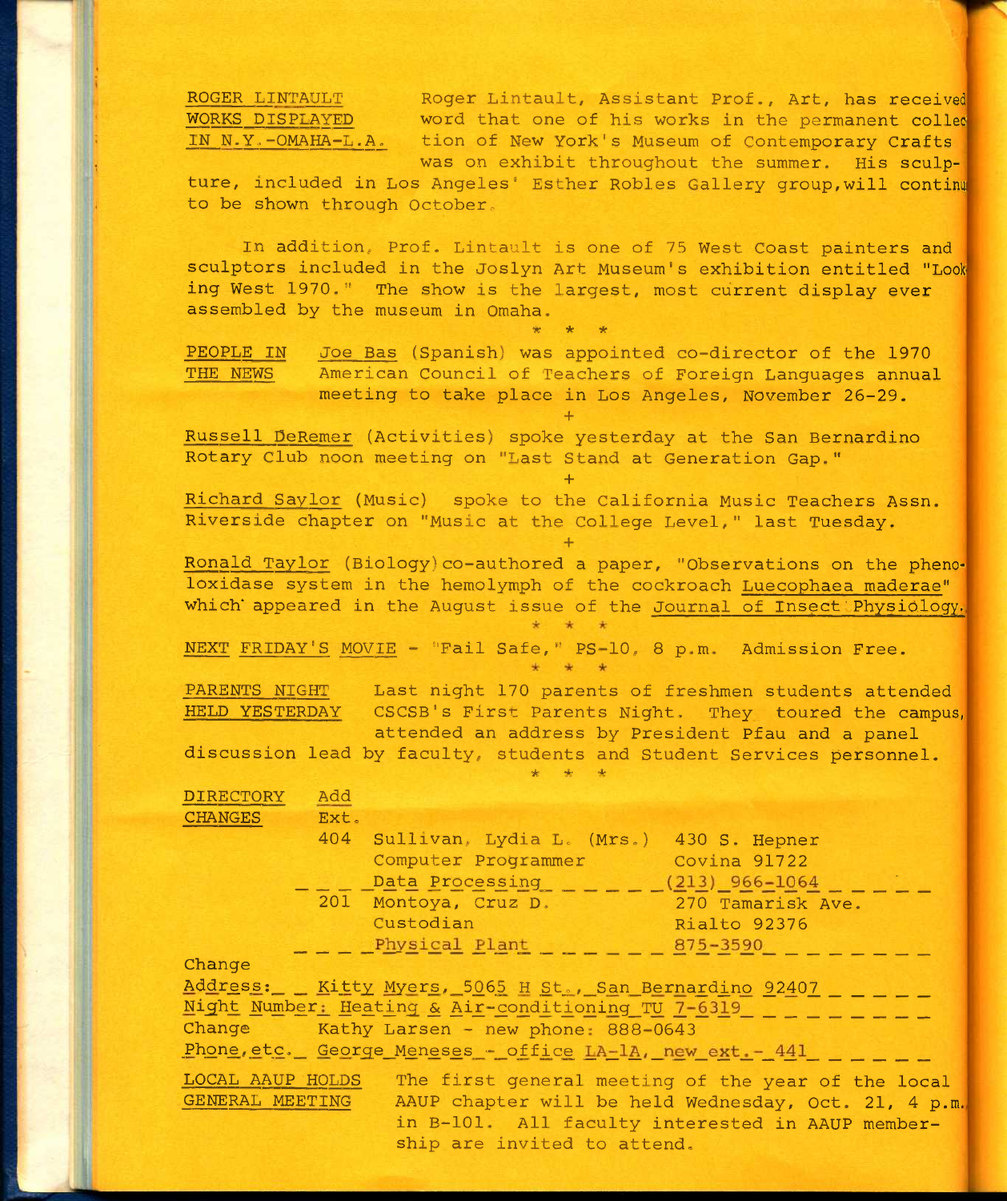**ROGER LINTAULT WORKS DISPLAYED IN N.Y.-OMAHA-L.A.** Roger Lintault, Assistant Prof., Art, has received word that one of his works in the permanent collection of New York's Museum of Contemporary Crafts was on exhibit throughout the summer. His sculpture, included in Los Angeles' Esther Robles Gallery group, will continue to be shown through October.

In addition, Prof. Lintault is one of 75 West Coast painters and sculptors included in the Joslyn Art Museum's exhibition entitled "Looking West 1970." The show is the largest, most current display ever assembled by the museum in Omaha.

\* \* \*

**PEOPLE IN THE NEWS** Joe Bas (Spanish) was appointed co-director of the 1970 American Council of Teachers of Foreign Languages annual meeting to take place in Los Angeles, November 26-29.

+

Russell DeRemer (Activities) spoke yesterday at the San Bernardino Rotary Club noon meeting on "Last Stand at Generation Gap."

+

Richard Saylor (Music) spoke to the California Music Teachers Assn. Riverside chapter on "Music at the College Level," last Tuesday.

+

Ronald Taylor (Biology) co-authored a paper, "Observations on the phenoloxidase system in the hemolymph of the cockroach *Luecophaea maderae*" which appeared in the August issue of the *Journal of Insect Physiology*.

\* \* \*

NEXT FRIDAY'S MOVIE - "Fail Safe," PS-10, 8 p.m. Admission Free.

\* \* \*

**PARENTS NIGHT HELD YESTERDAY** Last night 170 parents of freshmen students attended CSCSB's First Parents Night. They toured the campus, attended an address by President Pfau and a panel discussion lead by faculty, students and Student Services personnel.

\* \* \*

**DIRECTORY CHANGES**

Add

| Ext. | | |
|---|---|---|
| 404 | Sullivan, Lydia L. (Mrs.) Computer Programmer Data Processing | 430 S. Hepner Covina 91722 (213) 966-1064 |
| 201 | Montoya, Cruz D. Custodian Physical Plant | 270 Tamarisk Ave. Rialto 92376 875-3590 |

Change Address: Kitty Myers, 5065 H St., San Bernardino 92407

Night Number: Heating & Air-conditioning TU 7-6319

Change Phone, etc.: Kathy Larsen - new phone: 888-0643
George Meneses - office LA-1A, new ext. - 441

**LOCAL AAUP HOLDS GENERAL MEETING** The first general meeting of the year of the local AAUP chapter will be held Wednesday, Oct. 21, 4 p.m. in B-101. All faculty interested in AAUP membership are invited to attend.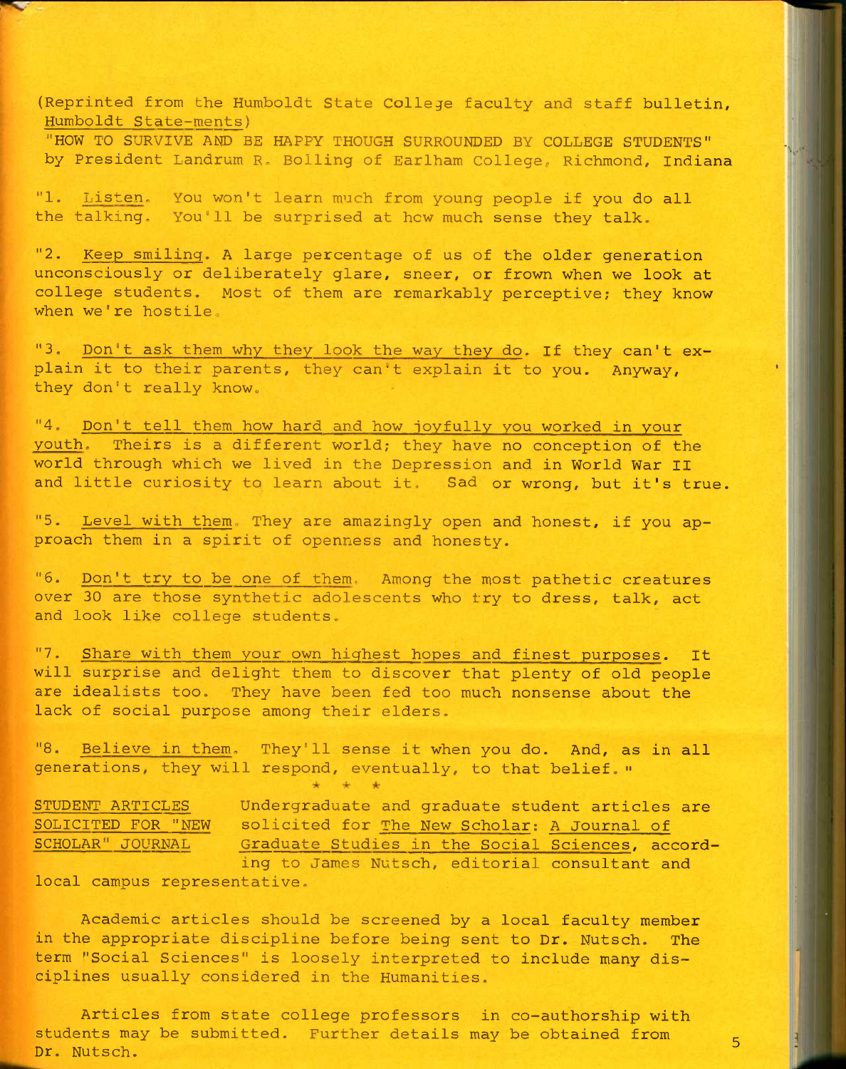(Reprinted from the Humboldt State College faculty and staff bulletin, Humboldt State-ments)

"HOW TO SURVIVE AND BE HAPPY THOUGH SURROUNDED BY COLLEGE STUDENTS" by President Landrum R. Bolling of Earlham College, Richmond, Indiana

"1. Listen. You won't learn much from young people if you do all the talking. You'll be surprised at how much sense they talk.

"2. Keep smiling. A large percentage of us of the older generation unconsciously or deliberately glare, sneer, or frown when we look at college students. Most of them are remarkably perceptive; they know when we're hostile.

"3. Don't ask them why they look the way they do. If they can't explain it to their parents, they can't explain it to you. Anyway, they don't really know.

"4. Don't tell them how hard and how joyfully you worked in your youth. Theirs is a different world; they have no conception of the world through which we lived in the Depression and in World War II and little curiosity to learn about it. Sad or wrong, but it's true.

"5. Level with them. They are amazingly open and honest, if you approach them in a spirit of openness and honesty.

"6. Don't try to be one of them. Among the most pathetic creatures over 30 are those synthetic adolescents who try to dress, talk, act and look like college students.

"7. Share with them your own highest hopes and finest purposes. It will surprise and delight them to discover that plenty of old people are idealists too. They have been fed too much nonsense about the lack of social purpose among their elders.

"8. Believe in them. They'll sense it when you do. And, as in all generations, they will respond, eventually, to that belief."

\* \* \*

STUDENT ARTICLES SOLICITED FOR "NEW SCHOLAR" JOURNAL

Undergraduate and graduate student articles are solicited for The New Scholar: A Journal of Graduate Studies in the Social Sciences, according to James Nutsch, editorial consultant and local campus representative.

Academic articles should be screened by a local faculty member in the appropriate discipline before being sent to Dr. Nutsch. The term "Social Sciences" is loosely interpreted to include many disciplines usually considered in the Humanities.

Articles from state college professors in co-authorship with students may be submitted. Further details may be obtained from Dr. Nutsch.